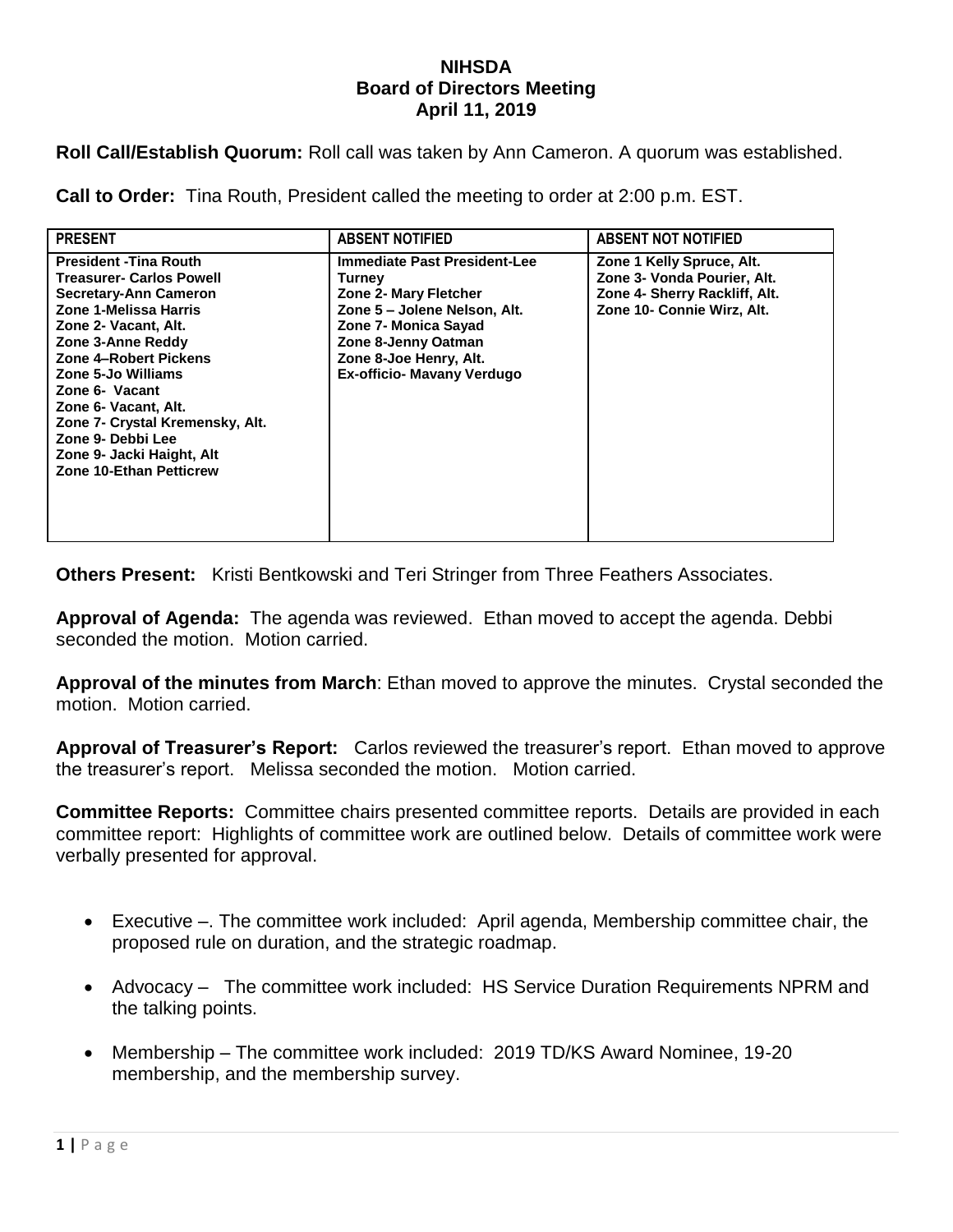**NIHSDA**
**Board of Directors Meeting**
**April 11, 2019**

**Roll Call/Establish Quorum:** Roll call was taken by Ann Cameron. A quorum was established.

**Call to Order:** Tina Routh, President called the meeting to order at 2:00 p.m. EST.

| PRESENT | ABSENT NOTIFIED | ABSENT NOT NOTIFIED |
|---|---|---|
| **President -Tina Routh**<br>**Treasurer- Carlos Powell**<br>**Secretary-Ann Cameron**<br>**Zone 1-Melissa Harris**<br>**Zone 2- Vacant, Alt.**<br>**Zone 3-Anne Reddy**<br>**Zone 4–Robert Pickens**<br>**Zone 5-Jo Williams**<br>**Zone 6- Vacant**<br>**Zone 6- Vacant, Alt.**<br>**Zone 7- Crystal Kremensky, Alt.**<br>**Zone 9- Debbi Lee**<br>**Zone 9- Jacki Haight, Alt**<br>**Zone 10-Ethan Petticrew** | **Immediate Past President-Lee Turney**<br>**Zone 2- Mary Fletcher**<br>**Zone 5 – Jolene Nelson, Alt.**<br>**Zone 7- Monica Sayad**<br>**Zone 8-Jenny Oatman**<br>**Zone 8-Joe Henry, Alt.**<br>**Ex-officio- Mavany Verdugo** | **Zone 1 Kelly Spruce, Alt.**<br>**Zone 3- Vonda Pourier, Alt.**<br>**Zone 4- Sherry Rackliff, Alt.**<br>**Zone 10- Connie Wirz, Alt.** |

**Others Present:** Kristi Bentkowski and Teri Stringer from Three Feathers Associates.

**Approval of Agenda:** The agenda was reviewed. Ethan moved to accept the agenda. Debbi seconded the motion. Motion carried.

**Approval of the minutes from March**: Ethan moved to approve the minutes. Crystal seconded the motion. Motion carried.

**Approval of Treasurer's Report:** Carlos reviewed the treasurer's report. Ethan moved to approve the treasurer's report. Melissa seconded the motion. Motion carried.

**Committee Reports:** Committee chairs presented committee reports. Details are provided in each committee report: Highlights of committee work are outlined below. Details of committee work were verbally presented for approval.

- Executive –. The committee work included: April agenda, Membership committee chair, the proposed rule on duration, and the strategic roadmap.
- Advocacy – The committee work included: HS Service Duration Requirements NPRM and the talking points.
- Membership – The committee work included: 2019 TD/KS Award Nominee, 19-20 membership, and the membership survey.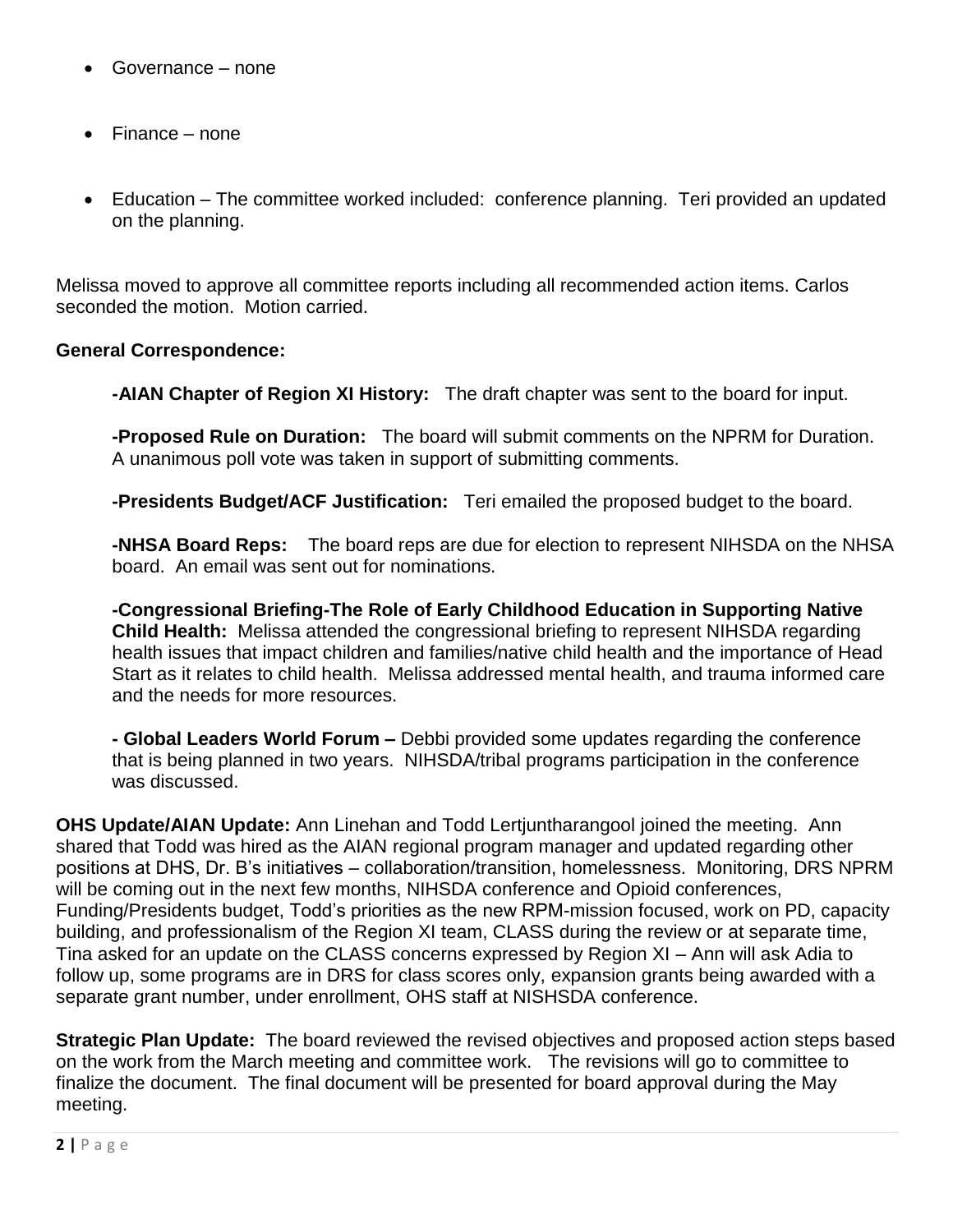- Governance – none
- Finance – none
- Education – The committee worked included: conference planning. Teri provided an updated on the planning.

Melissa moved to approve all committee reports including all recommended action items. Carlos seconded the motion. Motion carried.

**General Correspondence:**

**-AIAN Chapter of Region XI History:** The draft chapter was sent to the board for input.

**-Proposed Rule on Duration:** The board will submit comments on the NPRM for Duration. A unanimous poll vote was taken in support of submitting comments.

**-Presidents Budget/ACF Justification:** Teri emailed the proposed budget to the board.

**-NHSA Board Reps:** The board reps are due for election to represent NIHSDA on the NHSA board. An email was sent out for nominations.

**-Congressional Briefing-The Role of Early Childhood Education in Supporting Native Child Health:** Melissa attended the congressional briefing to represent NIHSDA regarding health issues that impact children and families/native child health and the importance of Head Start as it relates to child health. Melissa addressed mental health, and trauma informed care and the needs for more resources.

**- Global Leaders World Forum –** Debbi provided some updates regarding the conference that is being planned in two years. NIHSDA/tribal programs participation in the conference was discussed.

**OHS Update/AIAN Update:** Ann Linehan and Todd Lertjuntharangool joined the meeting. Ann shared that Todd was hired as the AIAN regional program manager and updated regarding other positions at DHS, Dr. B's initiatives – collaboration/transition, homelessness. Monitoring, DRS NPRM will be coming out in the next few months, NIHSDA conference and Opioid conferences, Funding/Presidents budget, Todd's priorities as the new RPM-mission focused, work on PD, capacity building, and professionalism of the Region XI team, CLASS during the review or at separate time, Tina asked for an update on the CLASS concerns expressed by Region XI – Ann will ask Adia to follow up, some programs are in DRS for class scores only, expansion grants being awarded with a separate grant number, under enrollment, OHS staff at NISHSDA conference.

**Strategic Plan Update:** The board reviewed the revised objectives and proposed action steps based on the work from the March meeting and committee work. The revisions will go to committee to finalize the document. The final document will be presented for board approval during the May meeting.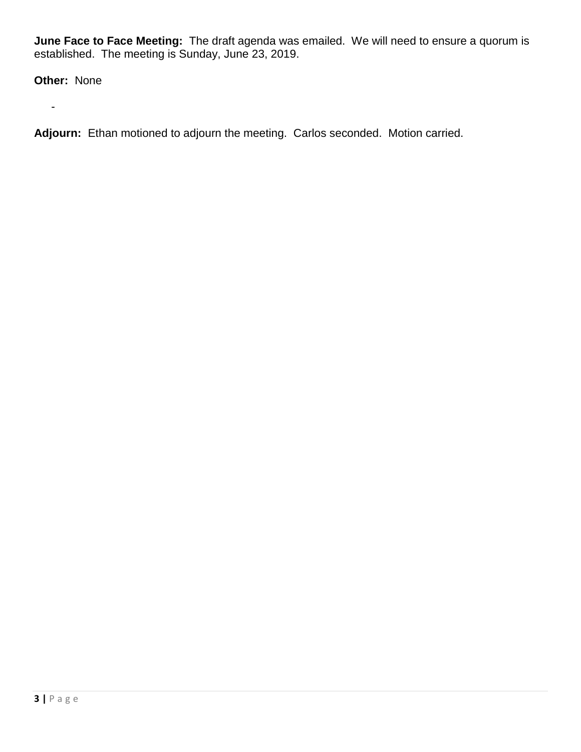**June Face to Face Meeting:** The draft agenda was emailed. We will need to ensure a quorum is established. The meeting is Sunday, June 23, 2019.

**Other:** None

-

**Adjourn:** Ethan motioned to adjourn the meeting. Carlos seconded. Motion carried.